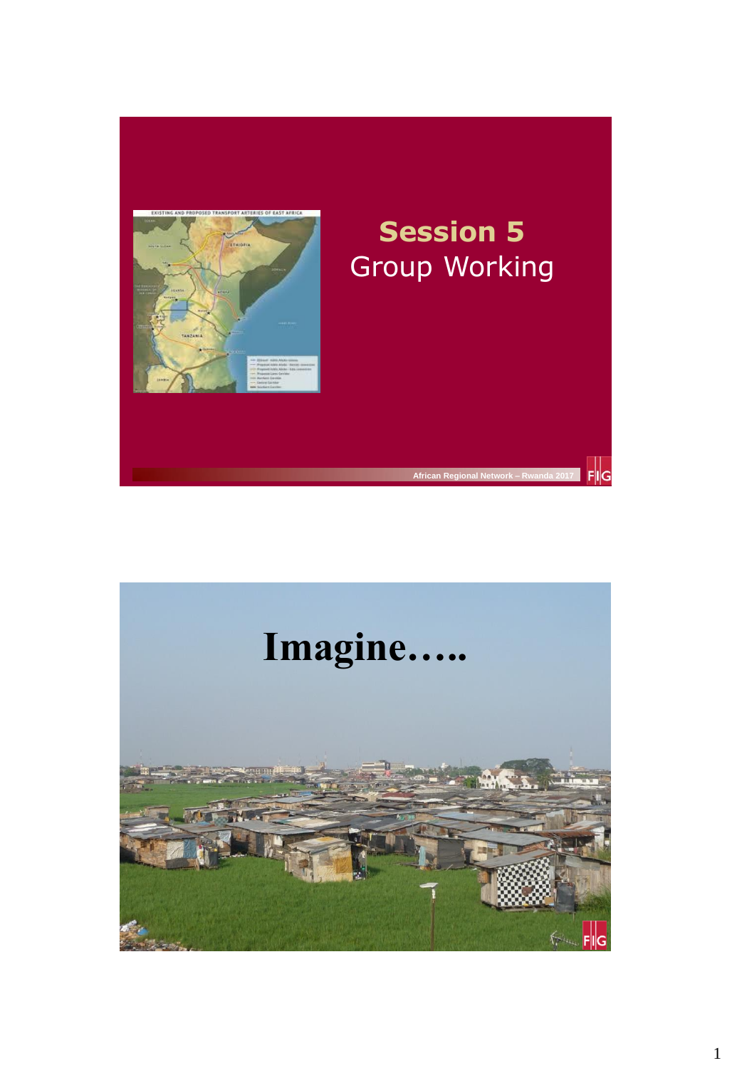# Session 5

## Group Working

African Regional Network – Rwanda 2017

# Imagine…..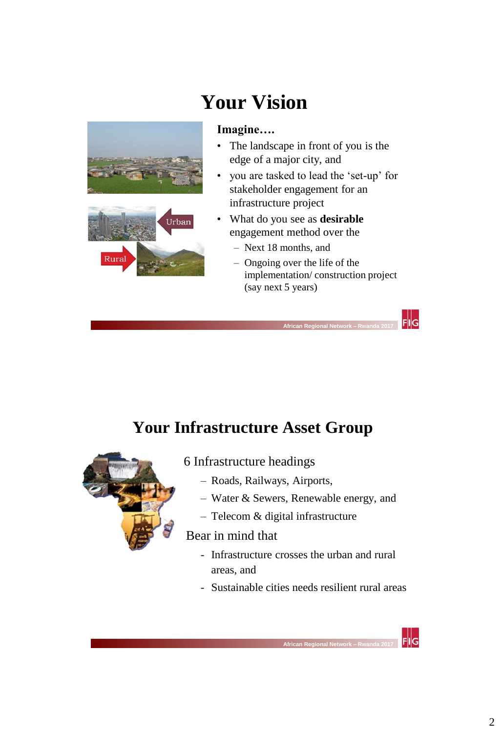# Your Vision

**Imagine….**

- The landscape in front of you is the edge of a major city, and
- you are tasked to lead the 'set-up' for stakeholder engagement for an infrastructure project
- What do you see as **desirable** engagement method over the
  - Next 18 months, and
  - Ongoing over the life of the implementation/ construction project (say next 5 years)

# Your Infrastructure Asset Group

6 Infrastructure headings

- Roads, Railways, Airports,
- Water & Sewers, Renewable energy, and
- Telecom & digital infrastructure

Bear in mind that

- Infrastructure crosses the urban and rural areas, and
- Sustainable cities needs resilient rural areas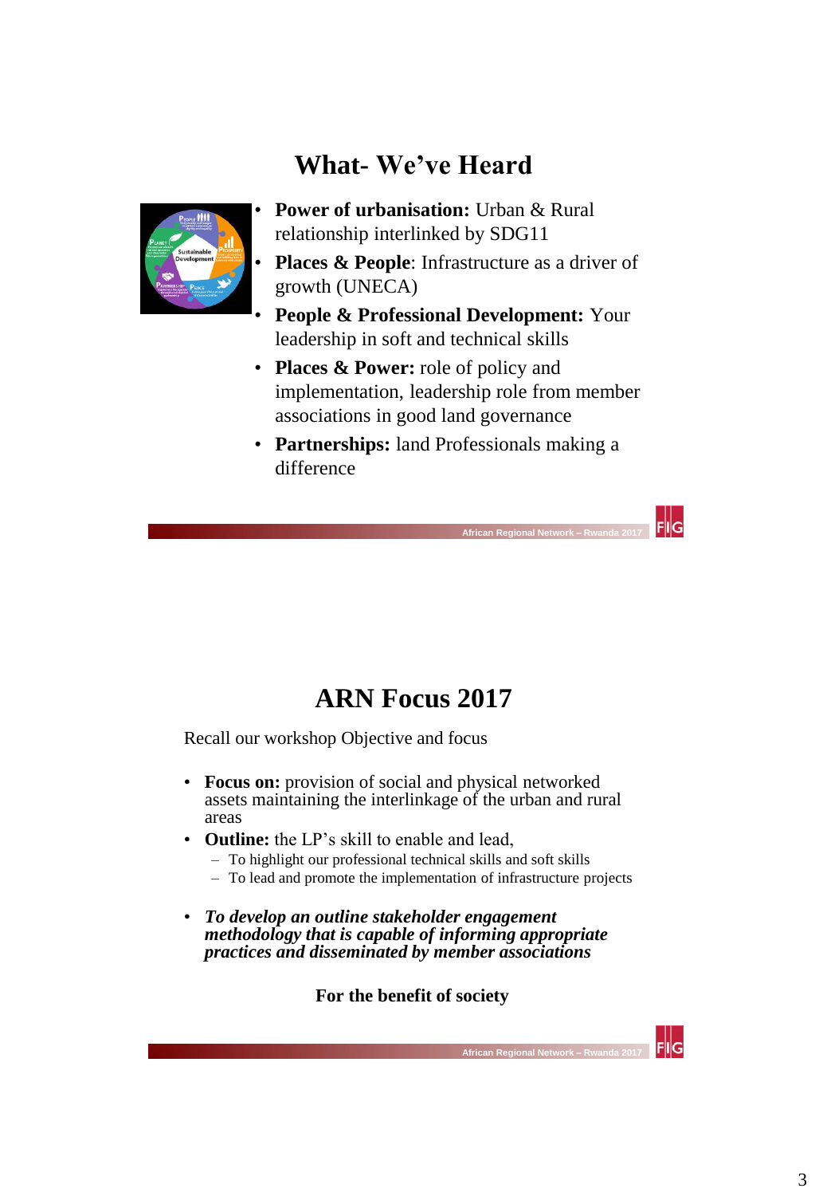## What- We've Heard

- **Power of urbanisation:** Urban & Rural relationship interlinked by SDG11
- **Places & People**: Infrastructure as a driver of growth (UNECA)
- **People & Professional Development:** Your leadership in soft and technical skills
- **Places & Power:** role of policy and implementation, leadership role from member associations in good land governance
- **Partnerships:** land Professionals making a difference

## ARN Focus 2017

Recall our workshop Objective and focus

- **Focus on:** provision of social and physical networked assets maintaining the interlinkage of the urban and rural areas
- **Outline:** the LP's skill to enable and lead,
  - To highlight our professional technical skills and soft skills
  - To lead and promote the implementation of infrastructure projects
- ***To develop an outline stakeholder engagement methodology that is capable of informing appropriate practices and disseminated by member associations***

**For the benefit of society**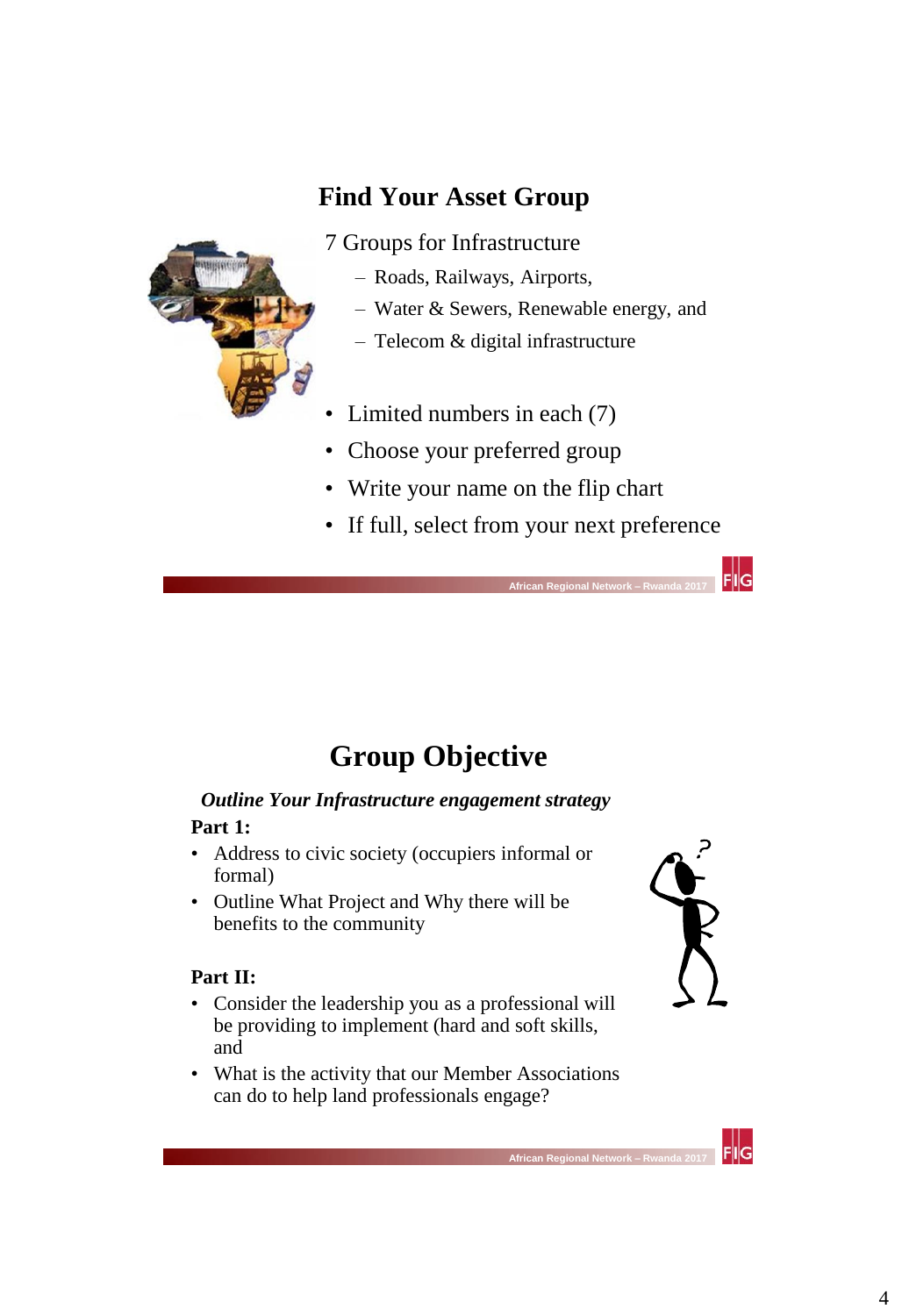## Find Your Asset Group

7 Groups for Infrastructure

- Roads, Railways, Airports,
- Water & Sewers, Renewable energy, and
- Telecom & digital infrastructure

- Limited numbers in each (7)
- Choose your preferred group
- Write your name on the flip chart
- If full, select from your next preference

## Group Objective

***Outline Your Infrastructure engagement strategy***

**Part 1:**

- Address to civic society (occupiers informal or formal)
- Outline What Project and Why there will be benefits to the community

**Part II:**

- Consider the leadership you as a professional will be providing to implement (hard and soft skills, and
- What is the activity that our Member Associations can do to help land professionals engage?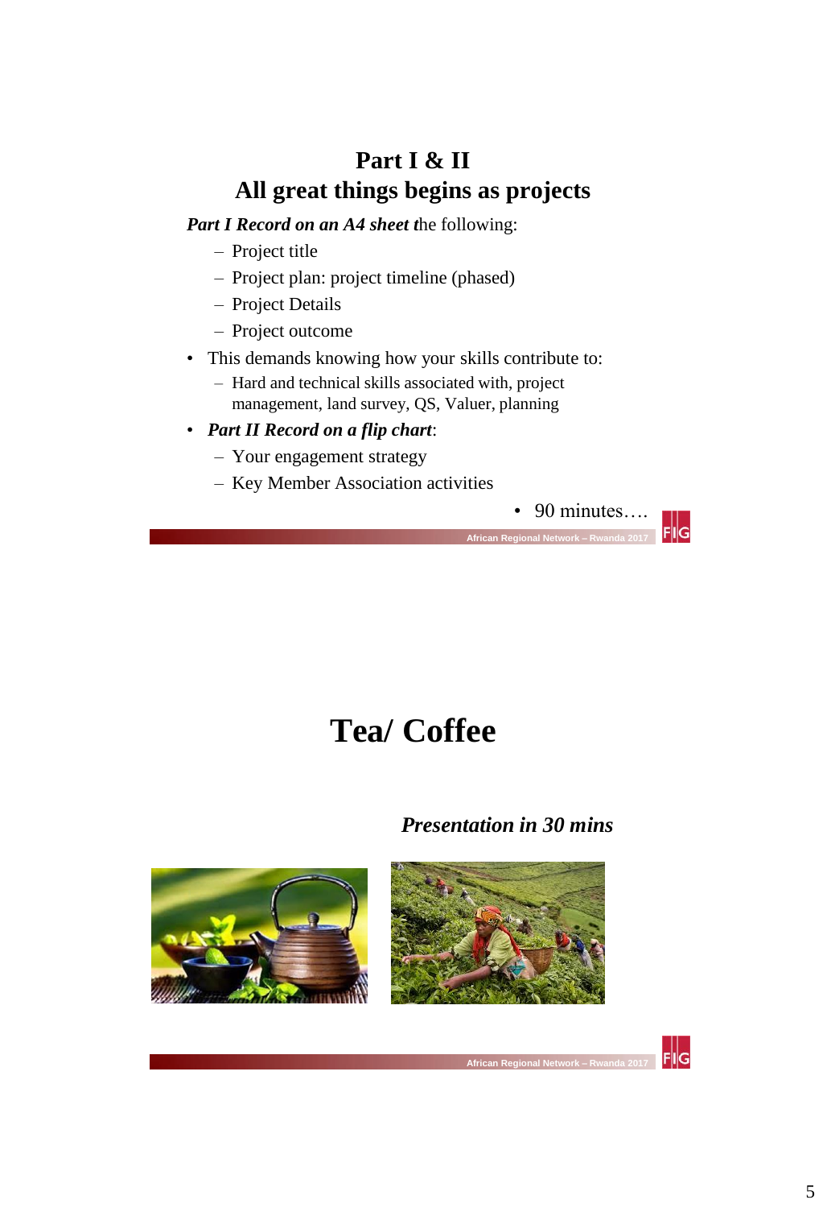## Part I & II
## All great things begins as projects

***Part I Record on an A4 sheet t***he following:

- Project title
- Project plan: project timeline (phased)
- Project Details
- Project outcome

- This demands knowing how your skills contribute to:
  - Hard and technical skills associated with, project management, land survey, QS, Valuer, planning
- ***Part II Record on a flip chart***:
  - Your engagement strategy
  - Key Member Association activities

- 90 minutes….

## Tea/ Coffee

***Presentation in 30 mins***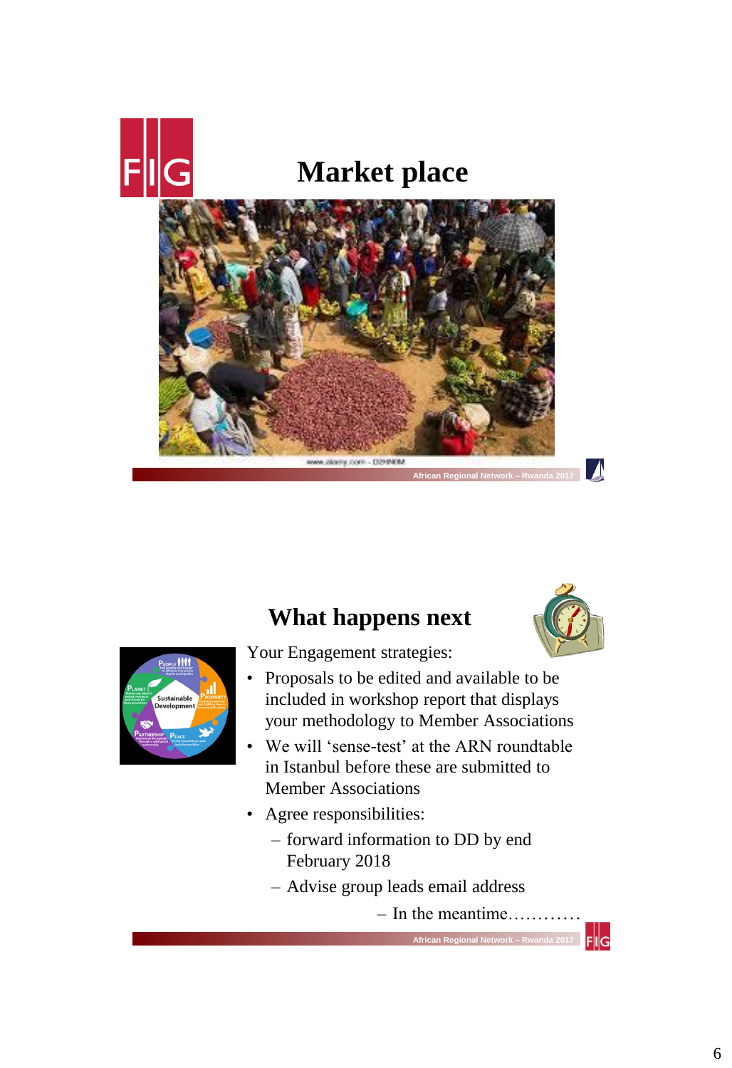# Market place

# What happens next

Your Engagement strategies:

- Proposals to be edited and available to be included in workshop report that displays your methodology to Member Associations
- We will 'sense-test' at the ARN roundtable in Istanbul before these are submitted to Member Associations
- Agree responsibilities:
  - forward information to DD by end February 2018
  - Advise group leads email address
  - In the meantime…………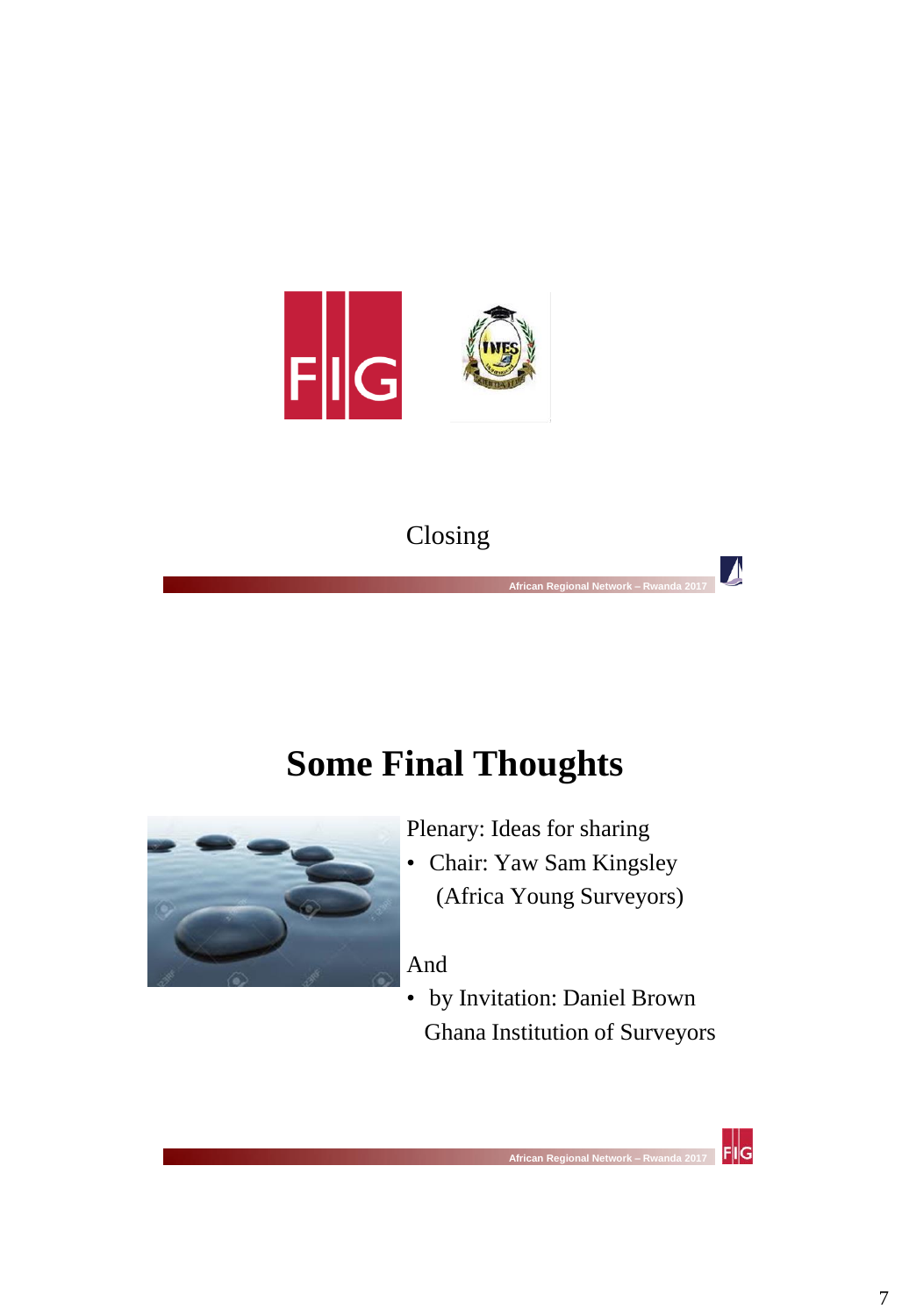Closing

# Some Final Thoughts

Plenary: Ideas for sharing

- Chair: Yaw Sam Kingsley (Africa Young Surveyors)

And

- by Invitation: Daniel Brown Ghana Institution of Surveyors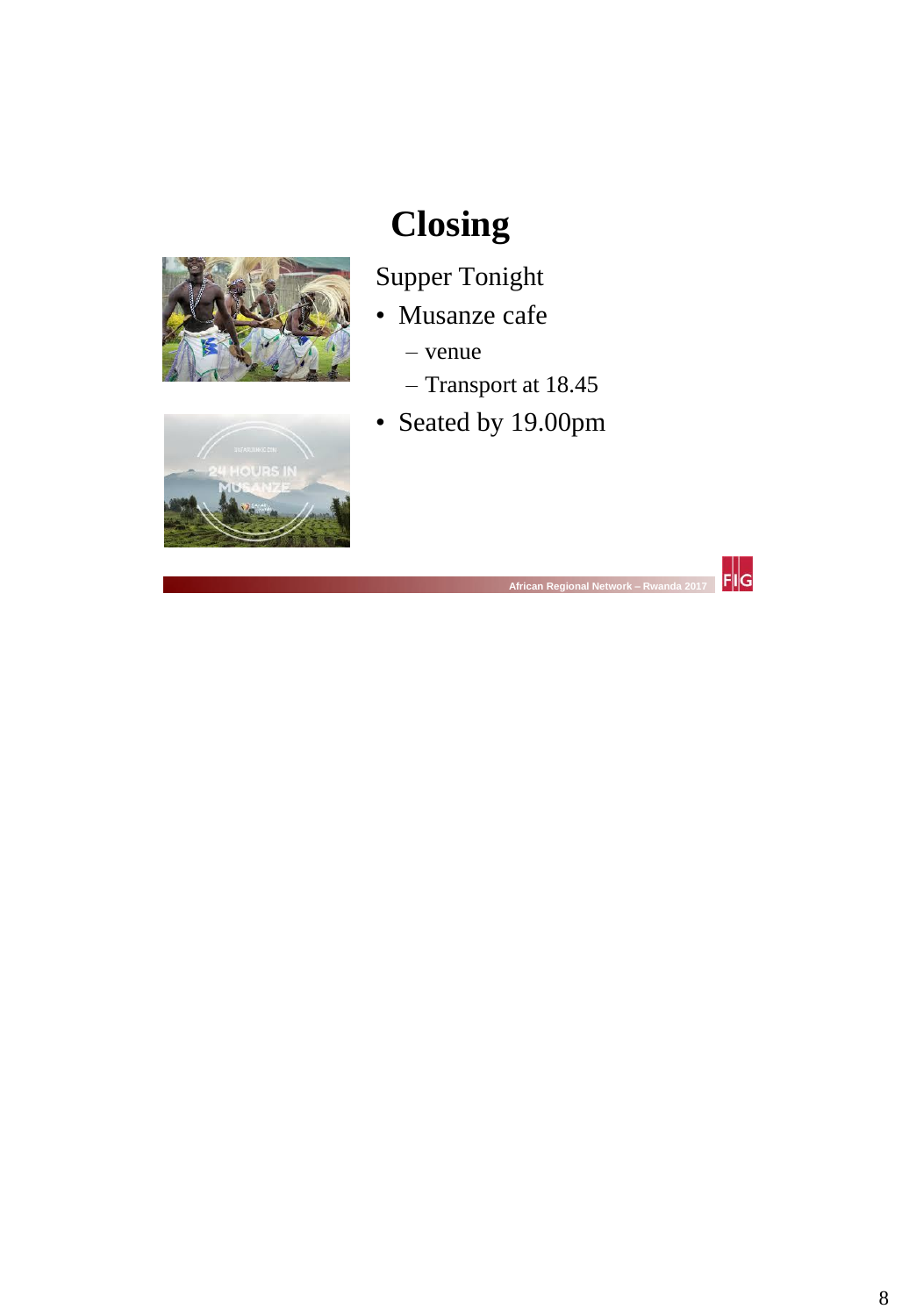# Closing

Supper Tonight

- Musanze cafe
  - venue
  - Transport at 18.45
- Seated by 19.00pm